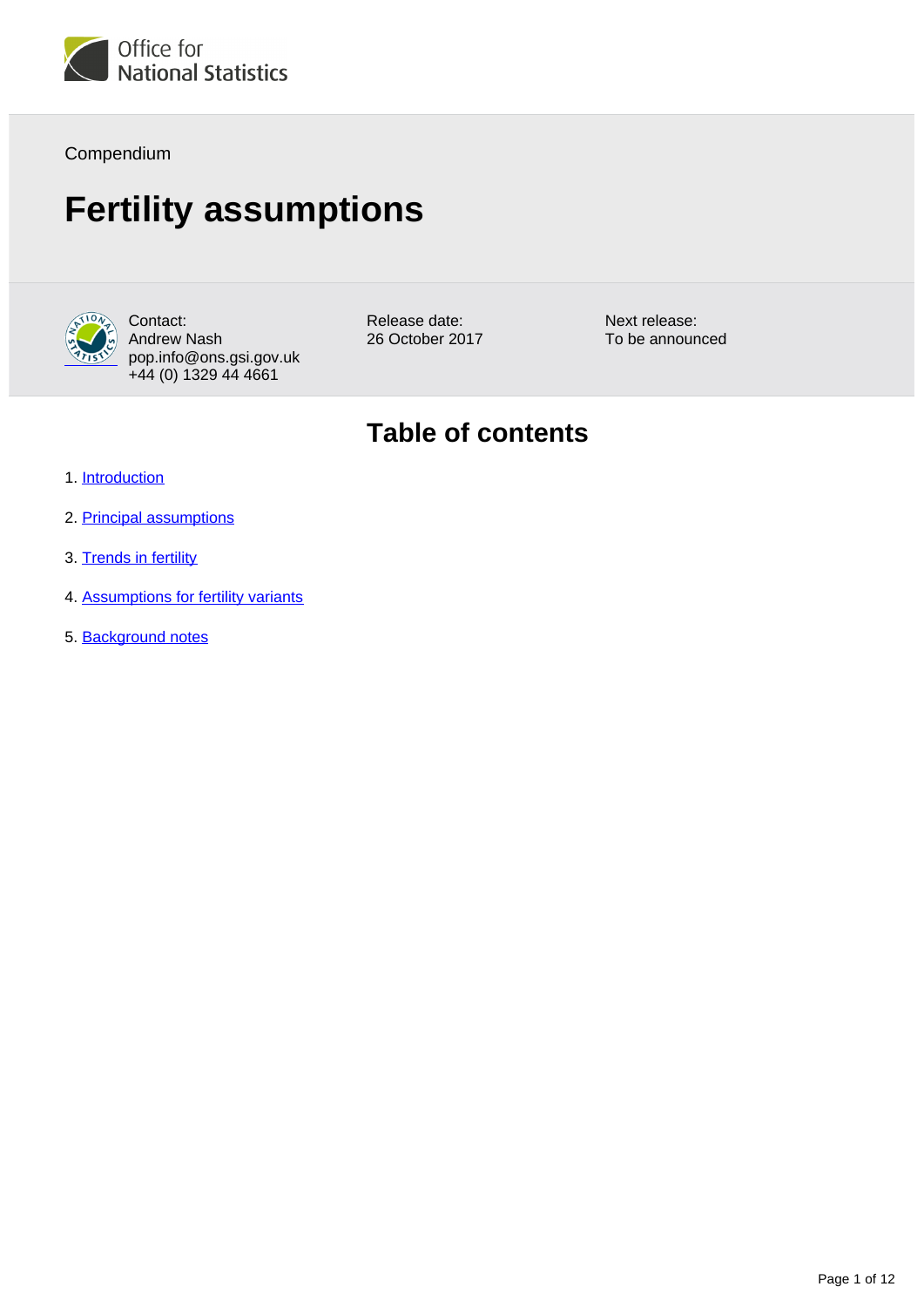Office for National Statistics

Compendium

# Fertility assumptions

Contact:
Andrew Nash
pop.info@ons.gsi.gov.uk
+44 (0) 1329 44 4661

Release date:
26 October 2017

Next release:
To be announced

## Table of contents

1. Introduction
2. Principal assumptions
3. Trends in fertility
4. Assumptions for fertility variants
5. Background notes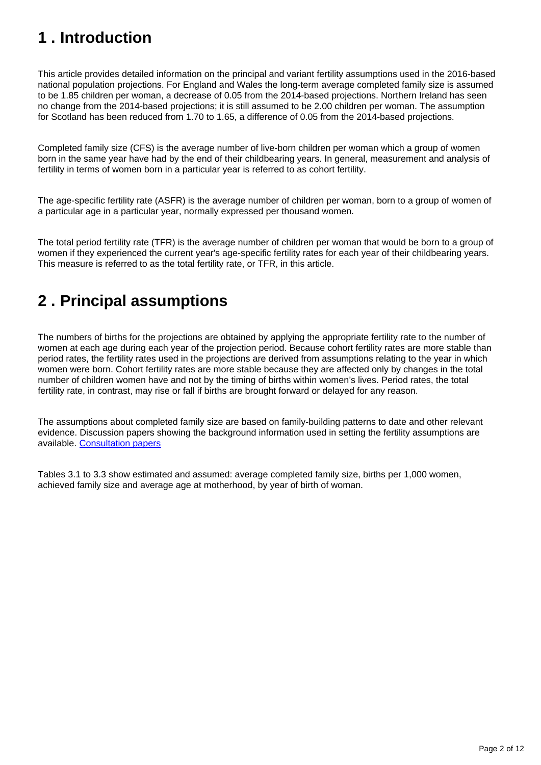## 1 . Introduction

This article provides detailed information on the principal and variant fertility assumptions used in the 2016-based national population projections. For England and Wales the long-term average completed family size is assumed to be 1.85 children per woman, a decrease of 0.05 from the 2014-based projections. Northern Ireland has seen no change from the 2014-based projections; it is still assumed to be 2.00 children per woman. The assumption for Scotland has been reduced from 1.70 to 1.65, a difference of 0.05 from the 2014-based projections.

Completed family size (CFS) is the average number of live-born children per woman which a group of women born in the same year have had by the end of their childbearing years. In general, measurement and analysis of fertility in terms of women born in a particular year is referred to as cohort fertility.

The age-specific fertility rate (ASFR) is the average number of children per woman, born to a group of women of a particular age in a particular year, normally expressed per thousand women.

The total period fertility rate (TFR) is the average number of children per woman that would be born to a group of women if they experienced the current year's age-specific fertility rates for each year of their childbearing years. This measure is referred to as the total fertility rate, or TFR, in this article.

## 2 . Principal assumptions

The numbers of births for the projections are obtained by applying the appropriate fertility rate to the number of women at each age during each year of the projection period. Because cohort fertility rates are more stable than period rates, the fertility rates used in the projections are derived from assumptions relating to the year in which women were born. Cohort fertility rates are more stable because they are affected only by changes in the total number of children women have and not by the timing of births within women's lives. Period rates, the total fertility rate, in contrast, may rise or fall if births are brought forward or delayed for any reason.

The assumptions about completed family size are based on family-building patterns to date and other relevant evidence. Discussion papers showing the background information used in setting the fertility assumptions are available. Consultation papers

Tables 3.1 to 3.3 show estimated and assumed: average completed family size, births per 1,000 women, achieved family size and average age at motherhood, by year of birth of woman.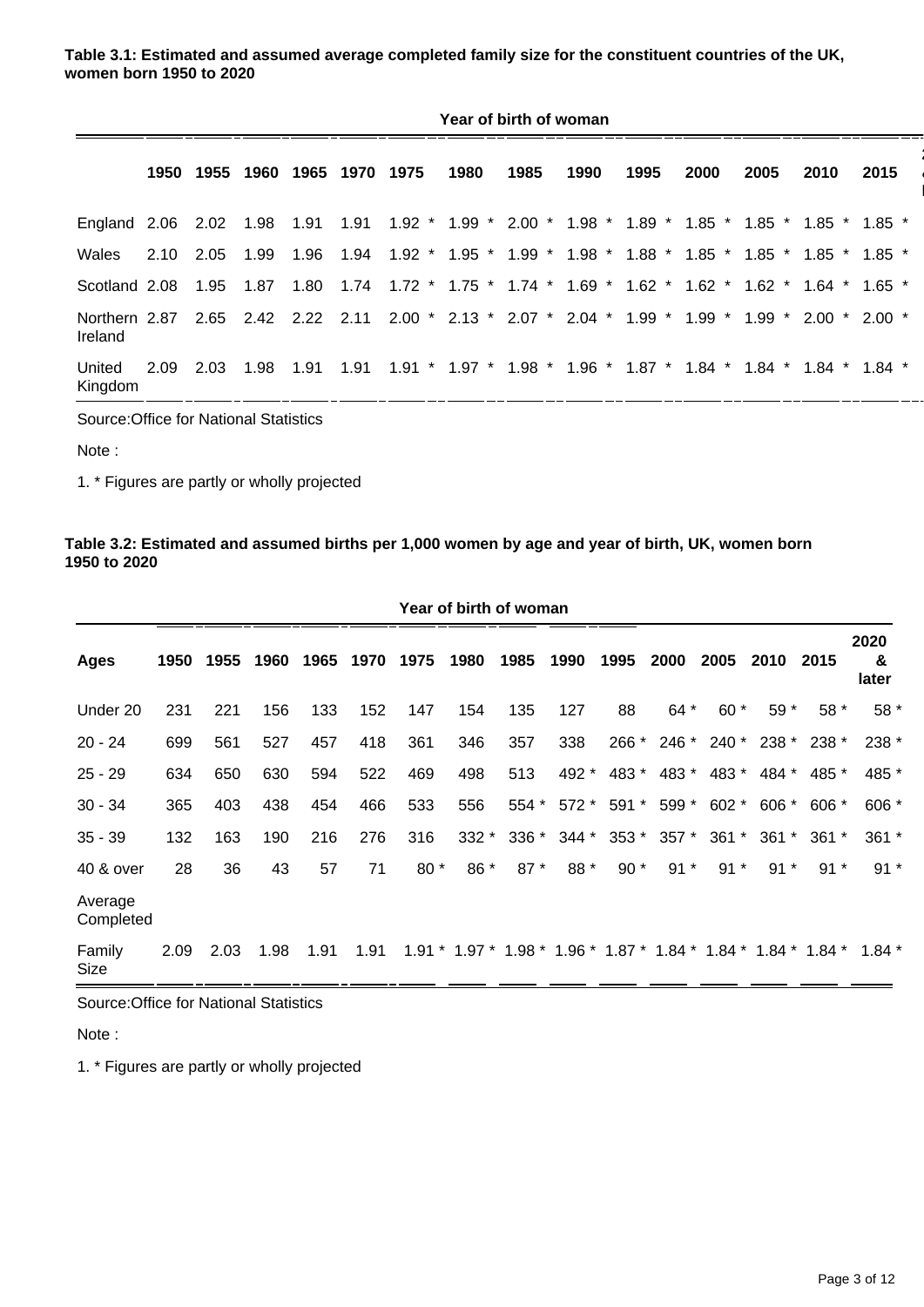**Table 3.1: Estimated and assumed average completed family size for the constituent countries of the UK, women born 1950 to 2020**

| | Year of birth of woman | | | | | | | | | | | | | |
|---|---|---|---|---|---|---|---|---|---|---|---|---|---|---|
| | 1950 | 1955 | 1960 | 1965 | 1970 | 1975 | 1980 | 1985 | 1990 | 1995 | 2000 | 2005 | 2010 | 2015 |
| England | 2.06 | 2.02 | 1.98 | 1.91 | 1.91 | 1.92 * | 1.99 * | 2.00 * | 1.98 * | 1.89 * | 1.85 * | 1.85 * | 1.85 * | 1.85 * |
| Wales | 2.10 | 2.05 | 1.99 | 1.96 | 1.94 | 1.92 * | 1.95 * | 1.99 * | 1.98 * | 1.88 * | 1.85 * | 1.85 * | 1.85 * | 1.85 * |
| Scotland | 2.08 | 1.95 | 1.87 | 1.80 | 1.74 | 1.72 * | 1.75 * | 1.74 * | 1.69 * | 1.62 * | 1.62 * | 1.62 * | 1.64 * | 1.65 * |
| Northern Ireland | 2.87 | 2.65 | 2.42 | 2.22 | 2.11 | 2.00 * | 2.13 * | 2.07 * | 2.04 * | 1.99 * | 1.99 * | 1.99 * | 2.00 * | 2.00 * |
| United Kingdom | 2.09 | 2.03 | 1.98 | 1.91 | 1.91 | 1.91 * | 1.97 * | 1.98 * | 1.96 * | 1.87 * | 1.84 * | 1.84 * | 1.84 * | 1.84 * |

Source:Office for National Statistics

Note :

1. * Figures are partly or wholly projected

**Table 3.2: Estimated and assumed births per 1,000 women by age and year of birth, UK, women born 1950 to 2020**

| | Year of birth of woman | | | | | | | | | | | | | | |
|---|---|---|---|---|---|---|---|---|---|---|---|---|---|---|---|
| Ages | 1950 | 1955 | 1960 | 1965 | 1970 | 1975 | 1980 | 1985 | 1990 | 1995 | 2000 | 2005 | 2010 | 2015 | 2020 & later |
| Under 20 | 231 | 221 | 156 | 133 | 152 | 147 | 154 | 135 | 127 | 88 | 64 * | 60 * | 59 * | 58 * | 58 * |
| 20 - 24 | 699 | 561 | 527 | 457 | 418 | 361 | 346 | 357 | 338 | 266 * | 246 * | 240 * | 238 * | 238 * | 238 * |
| 25 - 29 | 634 | 650 | 630 | 594 | 522 | 469 | 498 | 513 | 492 * | 483 * | 483 * | 483 * | 484 * | 485 * | 485 * |
| 30 - 34 | 365 | 403 | 438 | 454 | 466 | 533 | 556 | 554 * | 572 * | 591 * | 599 * | 602 * | 606 * | 606 * | 606 * |
| 35 - 39 | 132 | 163 | 190 | 216 | 276 | 316 | 332 * | 336 * | 344 * | 353 * | 357 * | 361 * | 361 * | 361 * | 361 * |
| 40 & over | 28 | 36 | 43 | 57 | 71 | 80 * | 86 * | 87 * | 88 * | 90 * | 91 * | 91 * | 91 * | 91 * | 91 * |
| Average Completed Family Size | 2.09 | 2.03 | 1.98 | 1.91 | 1.91 | 1.91 * | 1.97 * | 1.98 * | 1.96 * | 1.87 * | 1.84 * | 1.84 * | 1.84 * | 1.84 * | 1.84 * |

Source:Office for National Statistics

Note :

1. * Figures are partly or wholly projected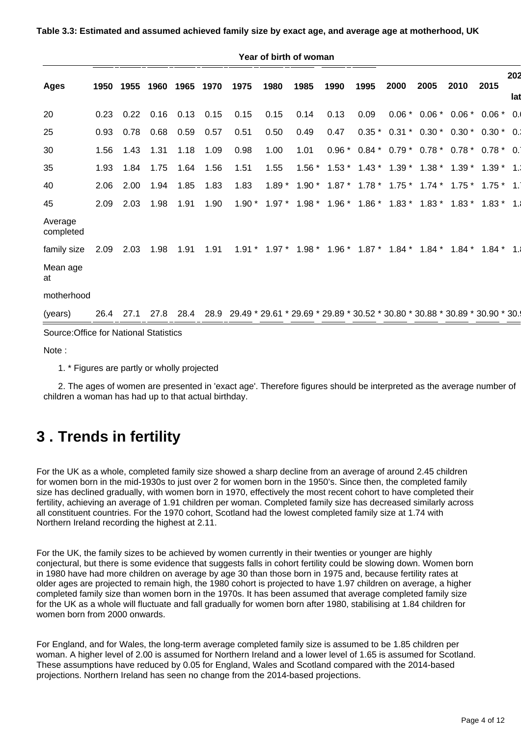**Table 3.3: Estimated and assumed achieved family size by exact age, and average age at motherhood, UK**

| Ages | Year of birth of woman | | | | | | | | | | | | | | |
|---|---|---|---|---|---|---|---|---|---|---|---|---|---|---|---|
| | 1950 | 1955 | 1960 | 1965 | 1970 | 1975 | 1980 | 1985 | 1990 | 1995 | 2000 | 2005 | 2010 | 2015 | 202 lat |
| 20 | 0.23 | 0.22 | 0.16 | 0.13 | 0.15 | 0.15 | 0.15 | 0.14 | 0.13 | 0.09 | 0.06 * | 0.06 * | 0.06 * | 0.06 * | 0.0 |
| 25 | 0.93 | 0.78 | 0.68 | 0.59 | 0.57 | 0.51 | 0.50 | 0.49 | 0.47 | 0.35 * | 0.31 * | 0.30 * | 0.30 * | 0.30 * | 0.3 |
| 30 | 1.56 | 1.43 | 1.31 | 1.18 | 1.09 | 0.98 | 1.00 | 1.01 | 0.96 * | 0.84 * | 0.79 * | 0.78 * | 0.78 * | 0.78 * | 0. |
| 35 | 1.93 | 1.84 | 1.75 | 1.64 | 1.56 | 1.51 | 1.55 | 1.56 * | 1.53 * | 1.43 * | 1.39 * | 1.38 * | 1.39 * | 1.39 * | 1. |
| 40 | 2.06 | 2.00 | 1.94 | 1.85 | 1.83 | 1.83 | 1.89 * | 1.90 * | 1.87 * | 1.78 * | 1.75 * | 1.74 * | 1.75 * | 1.75 * | 1. |
| 45 | 2.09 | 2.03 | 1.98 | 1.91 | 1.90 | 1.90 * | 1.97 * | 1.98 * | 1.96 * | 1.86 * | 1.83 * | 1.83 * | 1.83 * | 1.83 * | 1.8 |
| Average completed family size | 2.09 | 2.03 | 1.98 | 1.91 | 1.91 | 1.91 * | 1.97 * | 1.98 * | 1.96 * | 1.87 * | 1.84 * | 1.84 * | 1.84 * | 1.84 * | 1.8 |
| Mean age at motherhood (years) | 26.4 | 27.1 | 27.8 | 28.4 | 28.9 | 29.49 * | 29.61 * | 29.69 * | 29.89 * | 30.52 * | 30.80 * | 30.88 * | 30.89 * | 30.90 * | 30.9 |

Source:Office for National Statistics

Note :

1. * Figures are partly or wholly projected

2. The ages of women are presented in 'exact age'. Therefore figures should be interpreted as the average number of children a woman has had up to that actual birthday.

# 3 . Trends in fertility

For the UK as a whole, completed family size showed a sharp decline from an average of around 2.45 children for women born in the mid-1930s to just over 2 for women born in the 1950's. Since then, the completed family size has declined gradually, with women born in 1970, effectively the most recent cohort to have completed their fertility, achieving an average of 1.91 children per woman. Completed family size has decreased similarly across all constituent countries. For the 1970 cohort, Scotland had the lowest completed family size at 1.74 with Northern Ireland recording the highest at 2.11.

For the UK, the family sizes to be achieved by women currently in their twenties or younger are highly conjectural, but there is some evidence that suggests falls in cohort fertility could be slowing down. Women born in 1980 have had more children on average by age 30 than those born in 1975 and, because fertility rates at older ages are projected to remain high, the 1980 cohort is projected to have 1.97 children on average, a higher completed family size than women born in the 1970s. It has been assumed that average completed family size for the UK as a whole will fluctuate and fall gradually for women born after 1980, stabilising at 1.84 children for women born from 2000 onwards.

For England, and for Wales, the long-term average completed family size is assumed to be 1.85 children per woman. A higher level of 2.00 is assumed for Northern Ireland and a lower level of 1.65 is assumed for Scotland. These assumptions have reduced by 0.05 for England, Wales and Scotland compared with the 2014-based projections. Northern Ireland has seen no change from the 2014-based projections.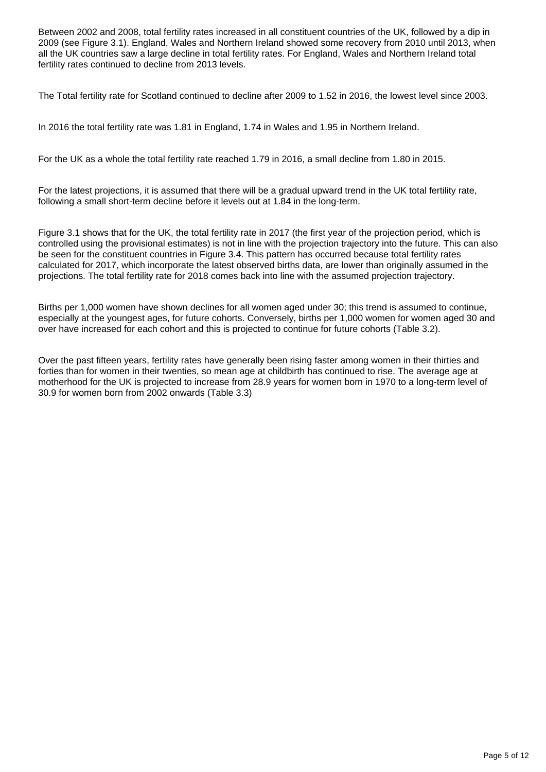Between 2002 and 2008, total fertility rates increased in all constituent countries of the UK, followed by a dip in 2009 (see Figure 3.1). England, Wales and Northern Ireland showed some recovery from 2010 until 2013, when all the UK countries saw a large decline in total fertility rates. For England, Wales and Northern Ireland total fertility rates continued to decline from 2013 levels.

The Total fertility rate for Scotland continued to decline after 2009 to 1.52 in 2016, the lowest level since 2003.

In 2016 the total fertility rate was 1.81 in England, 1.74 in Wales and 1.95 in Northern Ireland.

For the UK as a whole the total fertility rate reached 1.79 in 2016, a small decline from 1.80 in 2015.

For the latest projections, it is assumed that there will be a gradual upward trend in the UK total fertility rate, following a small short-term decline before it levels out at 1.84 in the long-term.

Figure 3.1 shows that for the UK, the total fertility rate in 2017 (the first year of the projection period, which is controlled using the provisional estimates) is not in line with the projection trajectory into the future. This can also be seen for the constituent countries in Figure 3.4. This pattern has occurred because total fertility rates calculated for 2017, which incorporate the latest observed births data, are lower than originally assumed in the projections. The total fertility rate for 2018 comes back into line with the assumed projection trajectory.

Births per 1,000 women have shown declines for all women aged under 30; this trend is assumed to continue, especially at the youngest ages, for future cohorts. Conversely, births per 1,000 women for women aged 30 and over have increased for each cohort and this is projected to continue for future cohorts (Table 3.2).

Over the past fifteen years, fertility rates have generally been rising faster among women in their thirties and forties than for women in their twenties, so mean age at childbirth has continued to rise. The average age at motherhood for the UK is projected to increase from 28.9 years for women born in 1970 to a long-term level of 30.9 for women born from 2002 onwards (Table 3.3)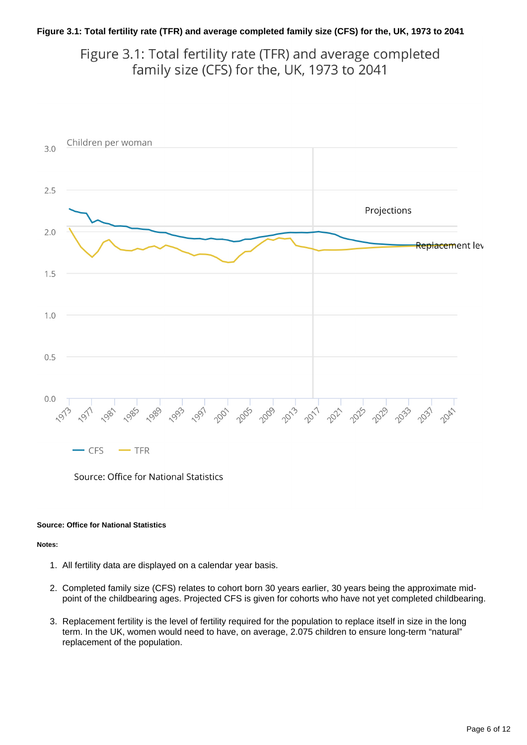**Figure 3.1: Total fertility rate (TFR) and average completed family size (CFS) for the, UK, 1973 to 2041**

Figure 3.1: Total fertility rate (TFR) and average completed family size (CFS) for the, UK, 1973 to 2041

Children per woman

Projections

Replacement lev

CFS  TFR

Source: Office for National Statistics

**Source: Office for National Statistics**

**Notes:**

1. All fertility data are displayed on a calendar year basis.

2. Completed family size (CFS) relates to cohort born 30 years earlier, 30 years being the approximate mid-point of the childbearing ages. Projected CFS is given for cohorts who have not yet completed childbearing.

3. Replacement fertility is the level of fertility required for the population to replace itself in size in the long term. In the UK, women would need to have, on average, 2.075 children to ensure long-term "natural" replacement of the population.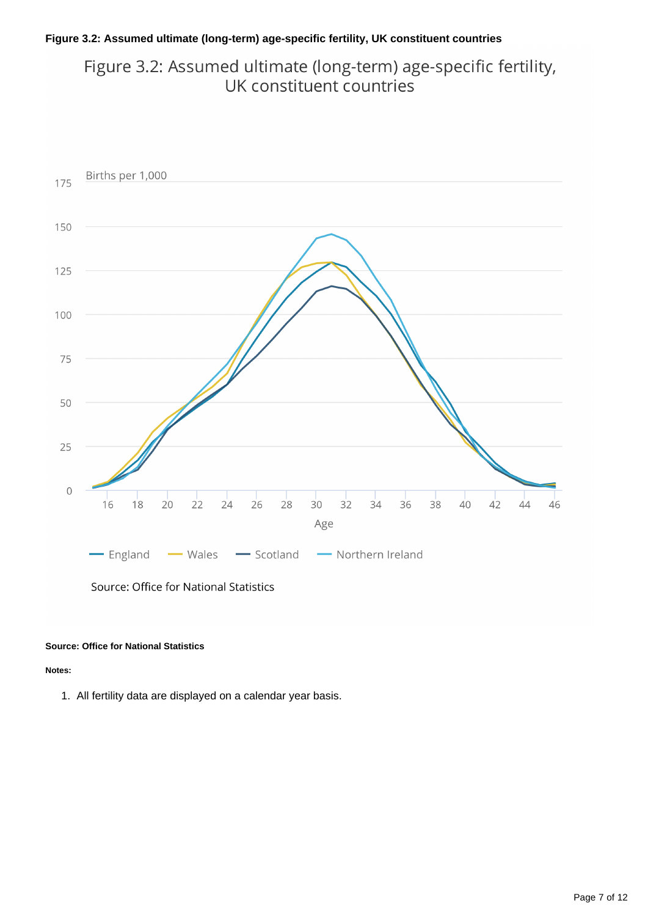**Figure 3.2: Assumed ultimate (long-term) age-specific fertility, UK constituent countries**

Figure 3.2: Assumed ultimate (long-term) age-specific fertility, UK constituent countries

Births per 1,000

Age

England, Wales, Scotland, Northern Ireland

Source: Office for National Statistics

**Source: Office for National Statistics**

**Notes:**

1. All fertility data are displayed on a calendar year basis.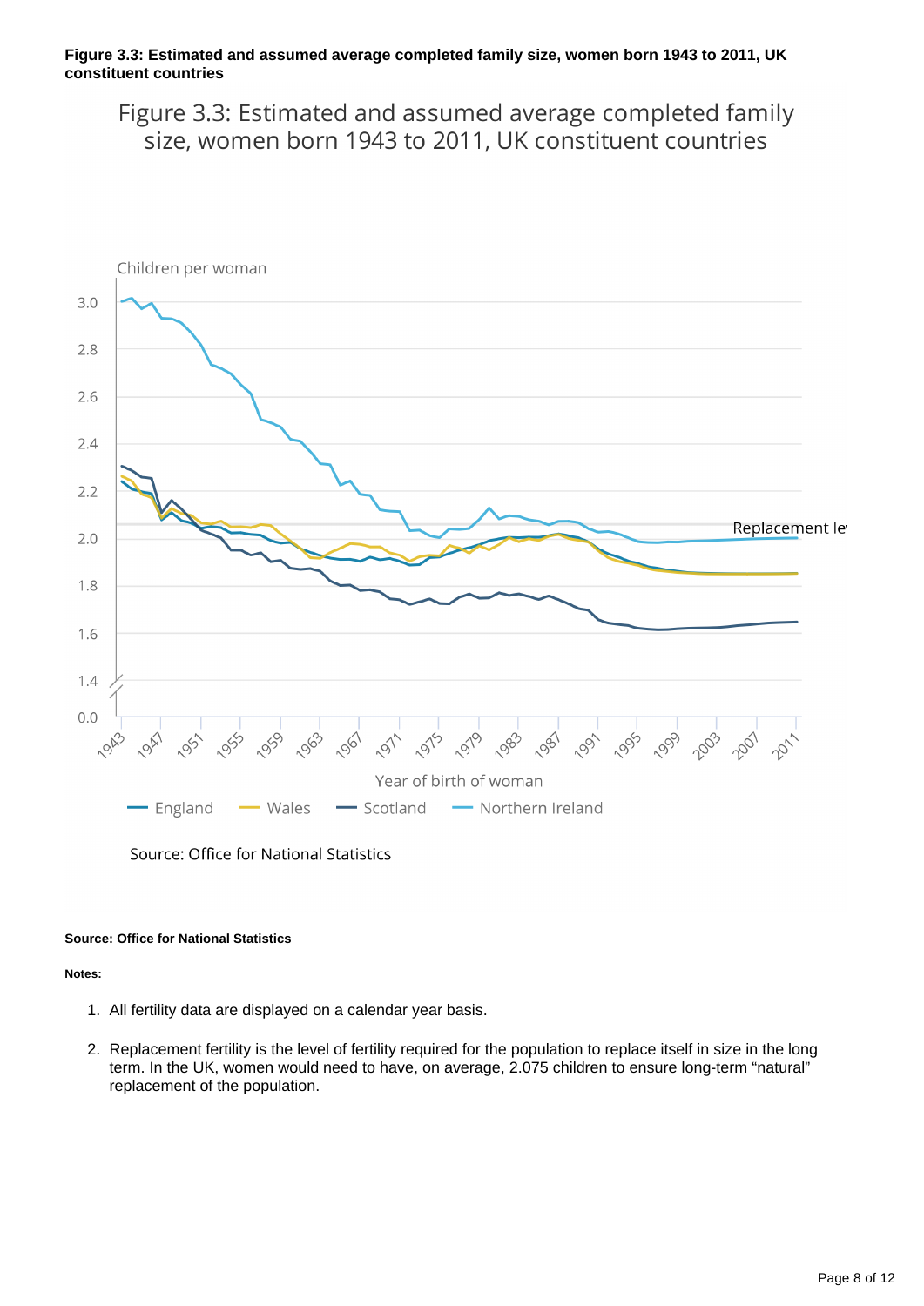**Figure 3.3: Estimated and assumed average completed family size, women born 1943 to 2011, UK constituent countries**

Figure 3.3: Estimated and assumed average completed family size, women born 1943 to 2011, UK constituent countries

Children per woman

Replacement le

Year of birth of woman

England Wales Scotland Northern Ireland

Source: Office for National Statistics

**Source: Office for National Statistics**

**Notes:**

1. All fertility data are displayed on a calendar year basis.
2. Replacement fertility is the level of fertility required for the population to replace itself in size in the long term. In the UK, women would need to have, on average, 2.075 children to ensure long-term "natural" replacement of the population.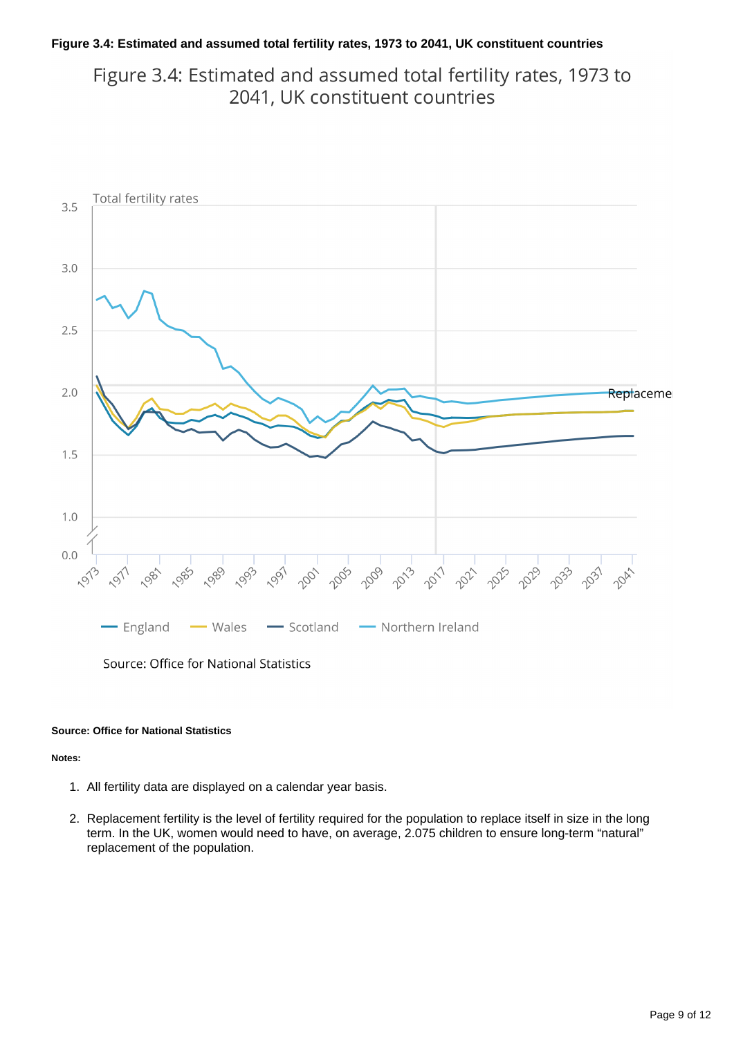**Figure 3.4: Estimated and assumed total fertility rates, 1973 to 2041, UK constituent countries**

Figure 3.4: Estimated and assumed total fertility rates, 1973 to 2041, UK constituent countries

Total fertility rates

England, Wales, Scotland, Northern Ireland

Source: Office for National Statistics

**Source: Office for National Statistics**

**Notes:**

1. All fertility data are displayed on a calendar year basis.
2. Replacement fertility is the level of fertility required for the population to replace itself in size in the long term. In the UK, women would need to have, on average, 2.075 children to ensure long-term “natural” replacement of the population.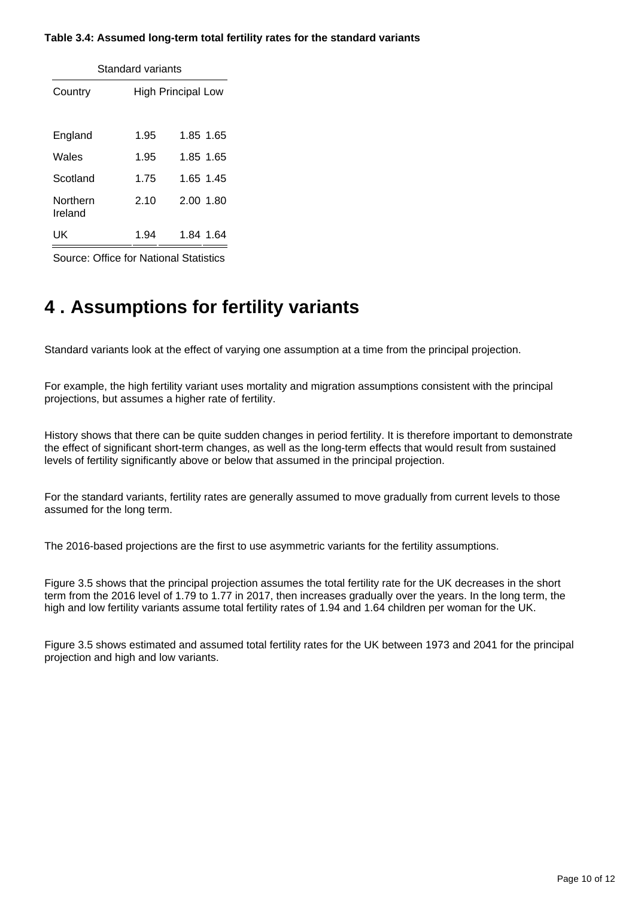**Table 3.4: Assumed long-term total fertility rates for the standard variants**

| | Standard variants | | |
|---|---|---|---|
| Country | High | Principal | Low |
| England | 1.95 | 1.85 | 1.65 |
| Wales | 1.95 | 1.85 | 1.65 |
| Scotland | 1.75 | 1.65 | 1.45 |
| Northern Ireland | 2.10 | 2.00 | 1.80 |
| UK | 1.94 | 1.84 | 1.64 |

Source: Office for National Statistics

# 4 . Assumptions for fertility variants

Standard variants look at the effect of varying one assumption at a time from the principal projection.

For example, the high fertility variant uses mortality and migration assumptions consistent with the principal projections, but assumes a higher rate of fertility.

History shows that there can be quite sudden changes in period fertility. It is therefore important to demonstrate the effect of significant short-term changes, as well as the long-term effects that would result from sustained levels of fertility significantly above or below that assumed in the principal projection.

For the standard variants, fertility rates are generally assumed to move gradually from current levels to those assumed for the long term.

The 2016-based projections are the first to use asymmetric variants for the fertility assumptions.

Figure 3.5 shows that the principal projection assumes the total fertility rate for the UK decreases in the short term from the 2016 level of 1.79 to 1.77 in 2017, then increases gradually over the years. In the long term, the high and low fertility variants assume total fertility rates of 1.94 and 1.64 children per woman for the UK.

Figure 3.5 shows estimated and assumed total fertility rates for the UK between 1973 and 2041 for the principal projection and high and low variants.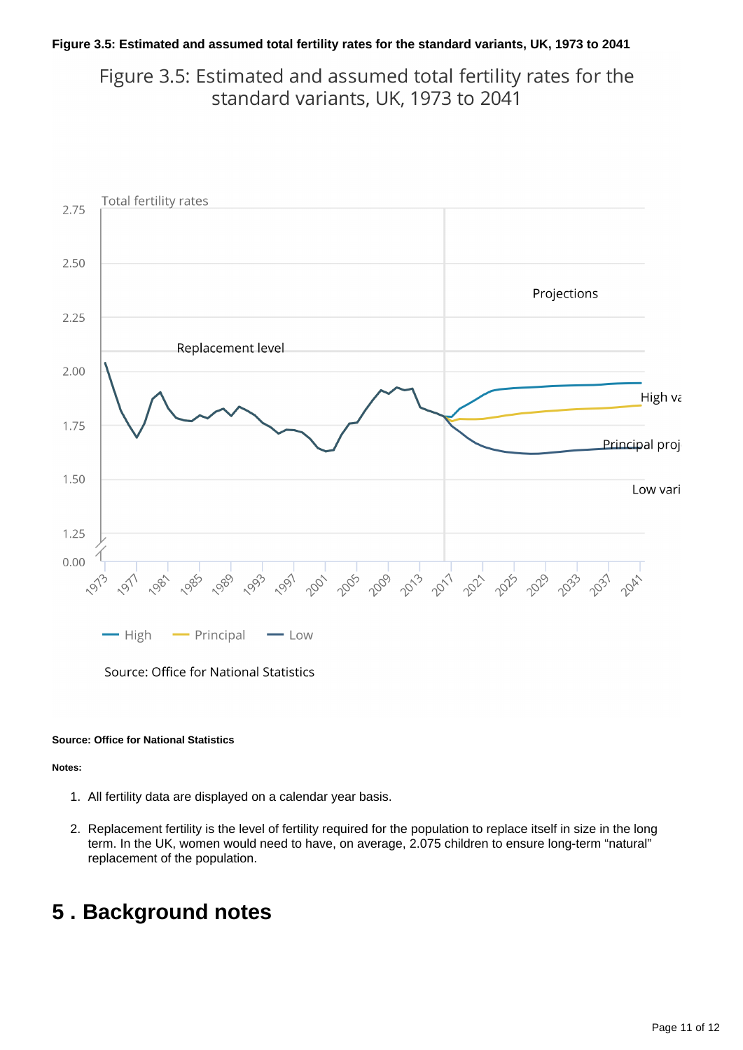**Figure 3.5: Estimated and assumed total fertility rates for the standard variants, UK, 1973 to 2041**

**Source: Office for National Statistics**

**Notes:**

1. All fertility data are displayed on a calendar year basis.
2. Replacement fertility is the level of fertility required for the population to replace itself in size in the long term. In the UK, women would need to have, on average, 2.075 children to ensure long-term "natural" replacement of the population.

# 5 . Background notes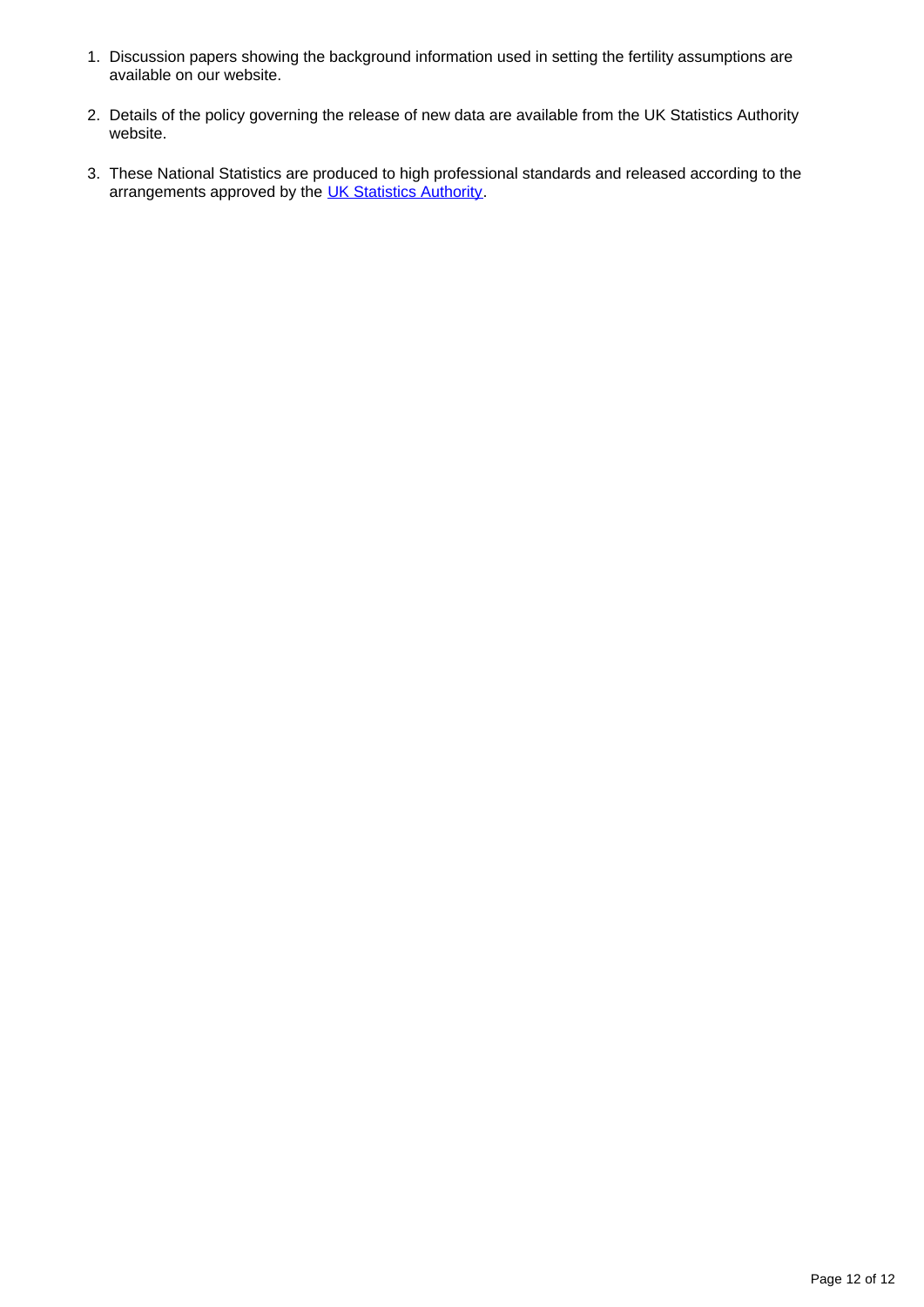1. Discussion papers showing the background information used in setting the fertility assumptions are available on our website.

2. Details of the policy governing the release of new data are available from the UK Statistics Authority website.

3. These National Statistics are produced to high professional standards and released according to the arrangements approved by the UK Statistics Authority.